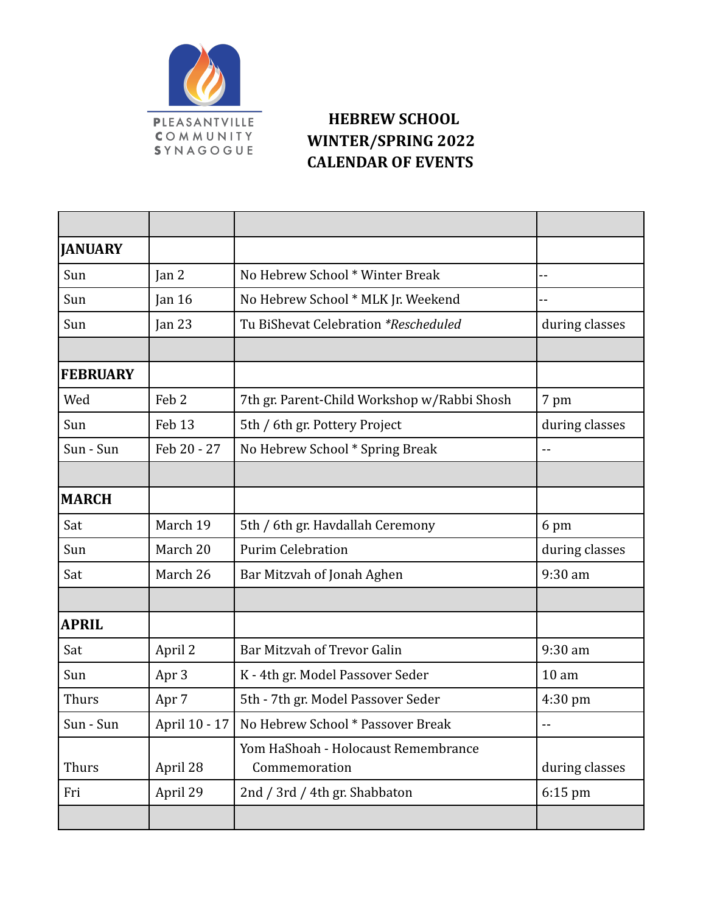PLEASANTVILLE COMMUNITY SYNAGOGUE

# HEBREW SCHOOL WINTER/SPRING 2022 CALENDAR OF EVENTS

| | | | |
|---|---|---|---|
| **JANUARY** | | | |
| Sun | Jan 2 | No Hebrew School * Winter Break | -- |
| Sun | Jan 16 | No Hebrew School * MLK Jr. Weekend | -- |
| Sun | Jan 23 | Tu BiShevat Celebration *\*Rescheduled* | during classes |
| | | | |
| **FEBRUARY** | | | |
| Wed | Feb 2 | 7th gr. Parent-Child Workshop w/Rabbi Shosh | 7 pm |
| Sun | Feb 13 | 5th / 6th gr. Pottery Project | during classes |
| Sun - Sun | Feb 20 - 27 | No Hebrew School * Spring Break | -- |
| | | | |
| **MARCH** | | | |
| Sat | March 19 | 5th / 6th gr. Havdallah Ceremony | 6 pm |
| Sun | March 20 | Purim Celebration | during classes |
| Sat | March 26 | Bar Mitzvah of Jonah Aghen | 9:30 am |
| | | | |
| **APRIL** | | | |
| Sat | April 2 | Bar Mitzvah of Trevor Galin | 9:30 am |
| Sun | Apr 3 | K - 4th gr. Model Passover Seder | 10 am |
| Thurs | Apr 7 | 5th - 7th gr. Model Passover Seder | 4:30 pm |
| Sun - Sun | April 10 - 17 | No Hebrew School * Passover Break | -- |
| Thurs | April 28 | Yom HaShoah - Holocaust Remembrance Commemoration | during classes |
| Fri | April 29 | 2nd / 3rd / 4th gr. Shabbaton | 6:15 pm |
| | | | |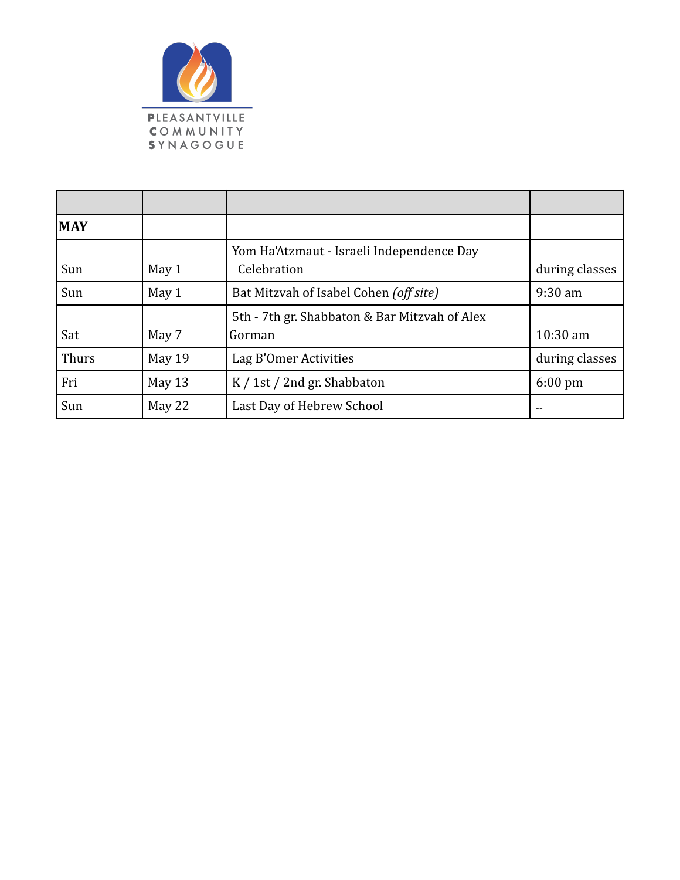PLEASANTVILLE COMMUNITY SYNAGOGUE

| | | | |
|---|---|---|---|
| **MAY** | | | |
| Sun | May 1 | Yom Ha'Atzmaut - Israeli Independence Day Celebration | during classes |
| Sun | May 1 | Bat Mitzvah of Isabel Cohen *(off site)* | 9:30 am |
| Sat | May 7 | 5th - 7th gr. Shabbaton & Bar Mitzvah of Alex Gorman | 10:30 am |
| Thurs | May 19 | Lag B'Omer Activities | during classes |
| Fri | May 13 | K / 1st / 2nd gr. Shabbaton | 6:00 pm |
| Sun | May 22 | Last Day of Hebrew School | -- |